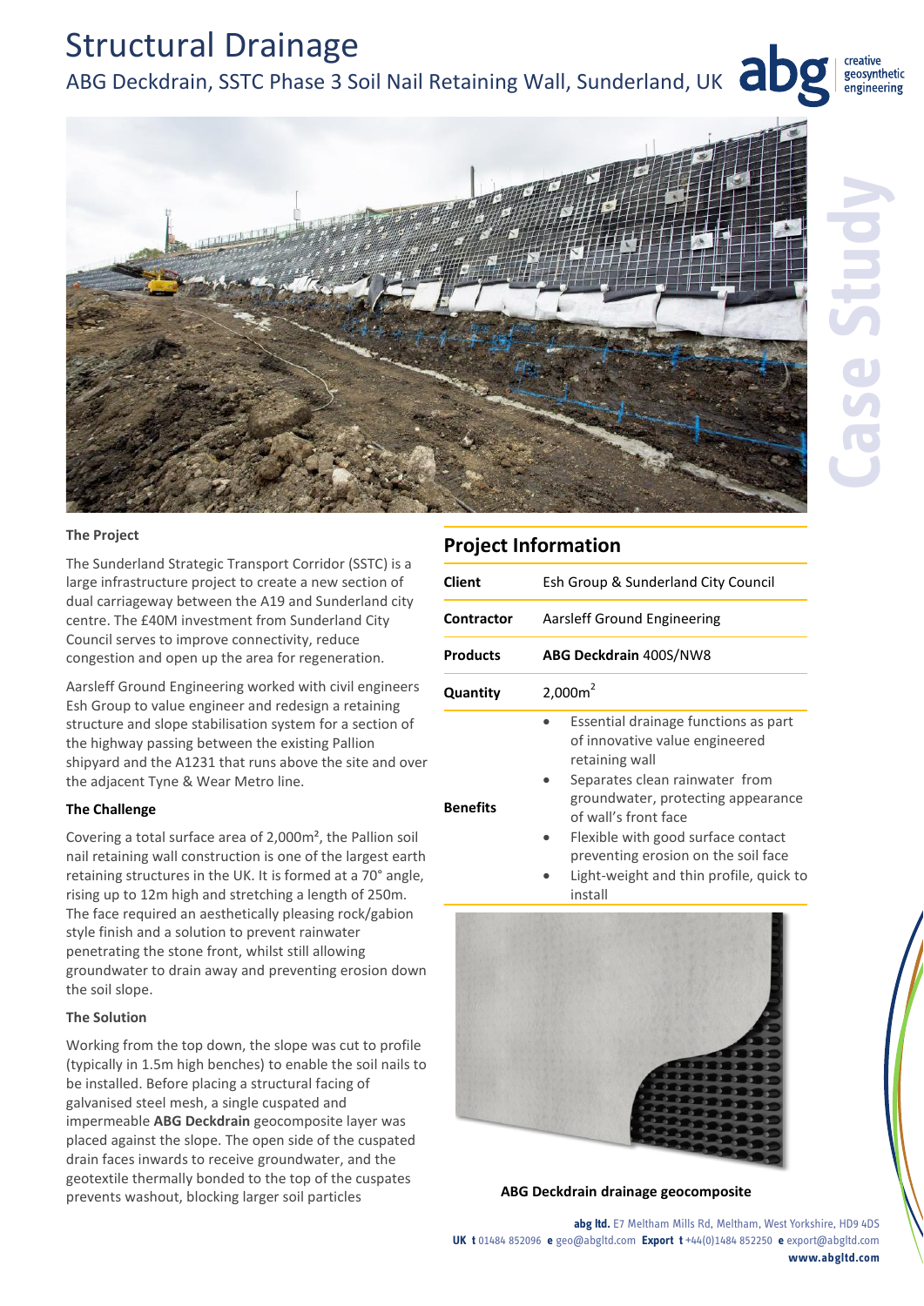# Structural Drainage

ABG Deckdrain, SSTC Phase 3 Soil Nail Retaining Wall, Sunderland, UK

abg creative geosynthetic engineering

Case Study

### The Project

The Sunderland Strategic Transport Corridor (SSTC) is a large infrastructure project to create a new section of dual carriageway between the A19 and Sunderland city centre. The £40M investment from Sunderland City Council serves to improve connectivity, reduce congestion and open up the area for regeneration.

Aarsleff Ground Engineering worked with civil engineers Esh Group to value engineer and redesign a retaining structure and slope stabilisation system for a section of the highway passing between the existing Pallion shipyard and the A1231 that runs above the site and over the adjacent Tyne & Wear Metro line.

### The Challenge

Covering a total surface area of 2,000m², the Pallion soil nail retaining wall construction is one of the largest earth retaining structures in the UK. It is formed at a 70° angle, rising up to 12m high and stretching a length of 250m. The face required an aesthetically pleasing rock/gabion style finish and a solution to prevent rainwater penetrating the stone front, whilst still allowing groundwater to drain away and preventing erosion down the soil slope.

### The Solution

Working from the top down, the slope was cut to profile (typically in 1.5m high benches) to enable the soil nails to be installed. Before placing a structural facing of galvanised steel mesh, a single cuspated and impermeable **ABG Deckdrain** geocomposite layer was placed against the slope. The open side of the cuspated drain faces inwards to receive groundwater, and the geotextile thermally bonded to the top of the cuspates prevents washout, blocking larger soil particles

## Project Information

| | |
|---|---|
| **Client** | Esh Group & Sunderland City Council |
| **Contractor** | Aarsleff Ground Engineering |
| **Products** | **ABG Deckdrain** 400S/NW8 |
| **Quantity** | 2,000m$^2$ |
| **Benefits** | • Essential drainage functions as part of innovative value engineered retaining wall<br>• Separates clean rainwater from groundwater, protecting appearance of wall's front face<br>• Flexible with good surface contact preventing erosion on the soil face<br>• Light-weight and thin profile, quick to install |

**ABG Deckdrain drainage geocomposite**

**abg ltd.** E7 Meltham Mills Rd, Meltham, West Yorkshire, HD9 4DS
**UK t** 01484 852096 **e** geo@abgltd.com **Export t** +44(0)1484 852250 **e** export@abgltd.com
**www.abgltd.com**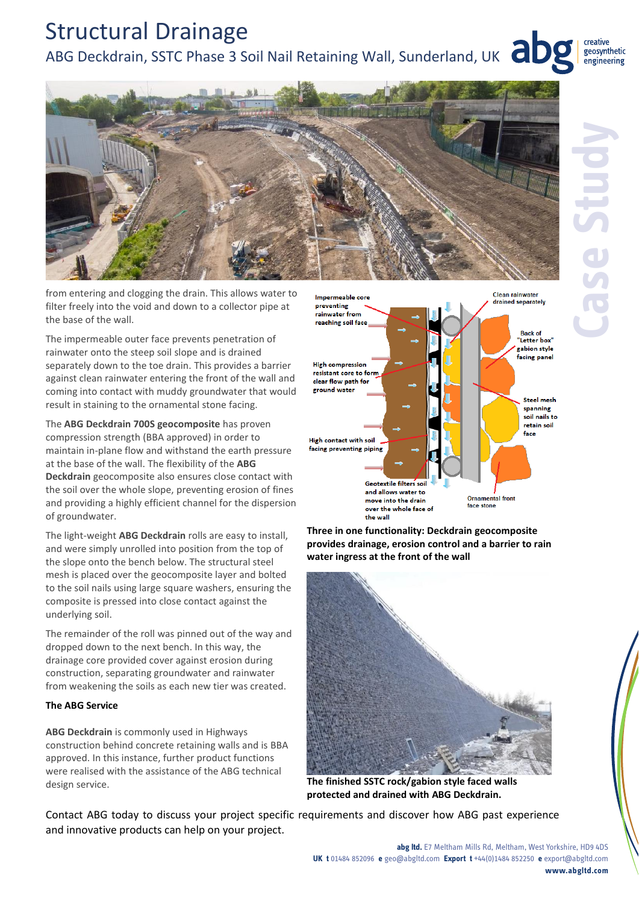# Structural Drainage

ABG Deckdrain, SSTC Phase 3 Soil Nail Retaining Wall, Sunderland, UK

from entering and clogging the drain. This allows water to filter freely into the void and down to a collector pipe at the base of the wall.

The impermeable outer face prevents penetration of rainwater onto the steep soil slope and is drained separately down to the toe drain. This provides a barrier against clean rainwater entering the front of the wall and coming into contact with muddy groundwater that would result in staining to the ornamental stone facing.

The **ABG Deckdrain 700S geocomposite** has proven compression strength (BBA approved) in order to maintain in-plane flow and withstand the earth pressure at the base of the wall. The flexibility of the **ABG Deckdrain** geocomposite also ensures close contact with the soil over the whole slope, preventing erosion of fines and providing a highly efficient channel for the dispersion of groundwater.

The light-weight **ABG Deckdrain** rolls are easy to install, and were simply unrolled into position from the top of the slope onto the bench below. The structural steel mesh is placed over the geocomposite layer and bolted to the soil nails using large square washers, ensuring the composite is pressed into close contact against the underlying soil.

The remainder of the roll was pinned out of the way and dropped down to the next bench. In this way, the drainage core provided cover against erosion during construction, separating groundwater and rainwater from weakening the soils as each new tier was created.

### The ABG Service

**ABG Deckdrain** is commonly used in Highways construction behind concrete retaining walls and is BBA approved. In this instance, further product functions were realised with the assistance of the ABG technical design service.

Impermeable core preventing rainwater from reaching soil face

Clean rainwater drained separately

Back of "Letter box" gabion style facing panel

High compression resistant core to form clear flow path for ground water

Steel mesh spanning soil nails to retain soil face

High contact with soil facing preventing piping

Geotextile filters soil and allows water to move into the drain over the whole face of the wall

Ornamental front face stone

**Three in one functionality: Deckdrain geocomposite provides drainage, erosion control and a barrier to rain water ingress at the front of the wall**

**The finished SSTC rock/gabion style faced walls protected and drained with ABG Deckdrain.**

Contact ABG today to discuss your project specific requirements and discover how ABG past experience and innovative products can help on your project.

**abg ltd.** E7 Meltham Mills Rd, Meltham, West Yorkshire, HD9 4DS
**UK t** 01484 852096 **e** geo@abgltd.com **Export t** +44(0)1484 852250 **e** export@abgltd.com
**www.abgltd.com**